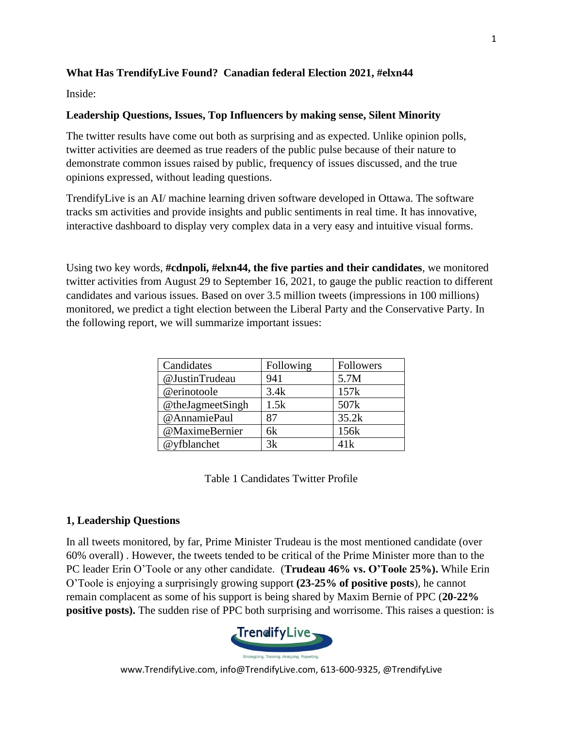**What Has TrendifyLive Found? Canadian federal Election 2021, #elxn44**

Inside:

**Leadership Questions, Issues, Top Influencers by making sense, Silent Minority**

The twitter results have come out both as surprising and as expected. Unlike opinion polls, twitter activities are deemed as true readers of the public pulse because of their nature to demonstrate common issues raised by public, frequency of issues discussed, and the true opinions expressed, without leading questions.

TrendifyLive is an AI/ machine learning driven software developed in Ottawa. The software tracks sm activities and provide insights and public sentiments in real time. It has innovative, interactive dashboard to display very complex data in a very easy and intuitive visual forms.

Using two key words, **#cdnpoli, #elxn44, the five parties and their candidates**, we monitored twitter activities from August 29 to September 16, 2021, to gauge the public reaction to different candidates and various issues. Based on over 3.5 million tweets (impressions in 100 millions) monitored, we predict a tight election between the Liberal Party and the Conservative Party. In the following report, we will summarize important issues:

| Candidates | Following | Followers |
|---|---|---|
| @JustinTrudeau | 941 | 5.7M |
| @erinotoole | 3.4k | 157k |
| @theJagmeetSingh | 1.5k | 507k |
| @AnnamiePaul | 87 | 35.2k |
| @MaximeBernier | 6k | 156k |
| @yfblanchet | 3k | 41k |

Table 1 Candidates Twitter Profile

**1, Leadership Questions**

In all tweets monitored, by far, Prime Minister Trudeau is the most mentioned candidate (over 60% overall) . However, the tweets tended to be critical of the Prime Minister more than to the PC leader Erin O'Toole or any other candidate. (**Trudeau 46% vs. O'Toole 25%).** While Erin O'Toole is enjoying a surprisingly growing support **(23-25% of positive posts**), he cannot remain complacent as some of his support is being shared by Maxim Bernie of PPC (**20-22% positive posts).** The sudden rise of PPC both surprising and worrisome. This raises a question: is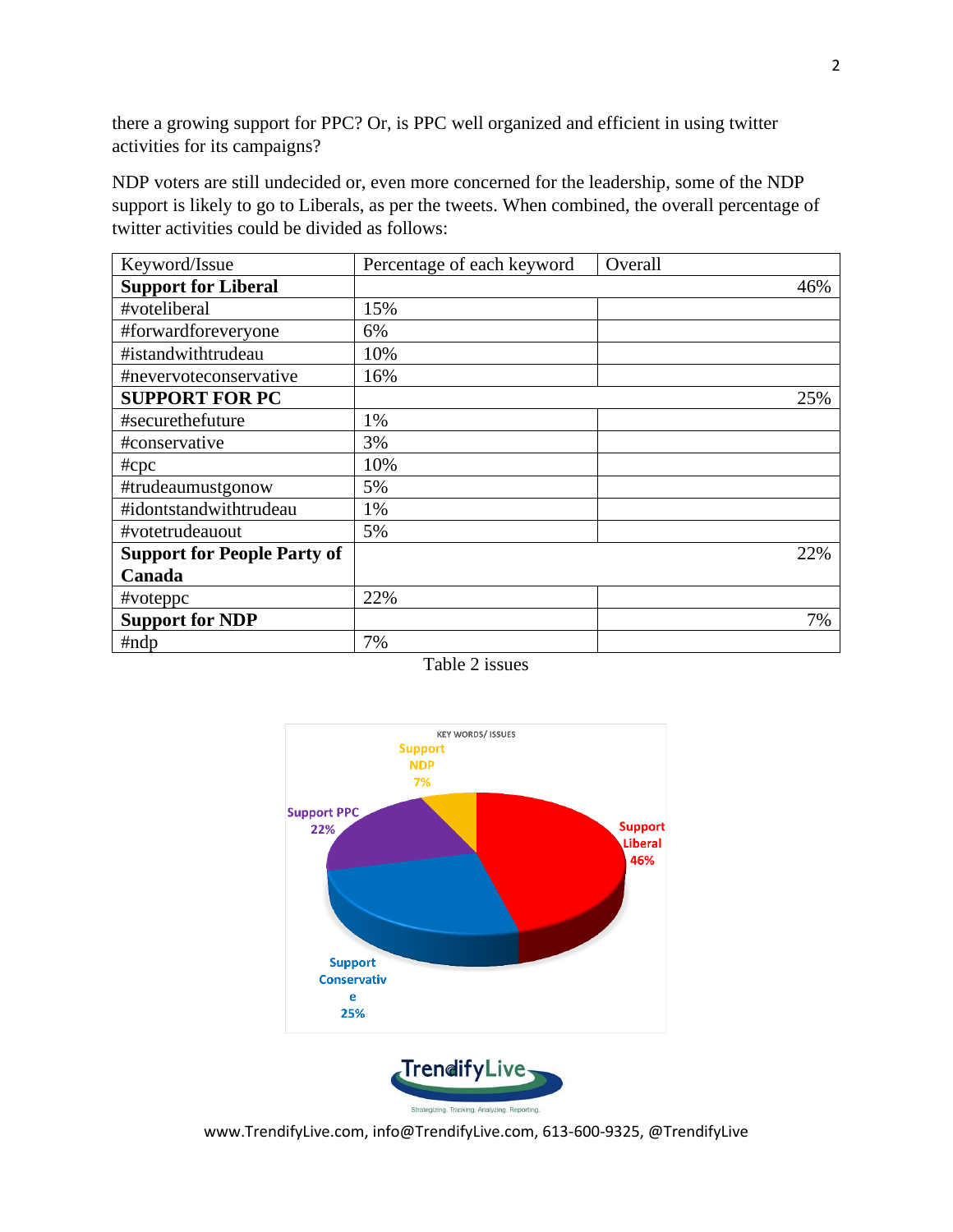there a growing support for PPC? Or, is PPC well organized and efficient in using twitter activities for its campaigns?

NDP voters are still undecided or, even more concerned for the leadership, some of the NDP support is likely to go to Liberals, as per the tweets. When combined, the overall percentage of twitter activities could be divided as follows:

| Keyword/Issue | Percentage of each keyword | Overall |
|---|---|---|
| **Support for Liberal** | | 46% |
| #voteliberal | 15% | |
| #forwardforeveryone | 6% | |
| #istandwithtrudeau | 10% | |
| #nevervoteconservative | 16% | |
| **SUPPORT FOR PC** | | 25% |
| #securethefuture | 1% | |
| #conservative | 3% | |
| #cpc | 10% | |
| #trudeaumustgonow | 5% | |
| #idontstandwithtrudeau | 1% | |
| #votetrudeauout | 5% | |
| **Support for People Party of Canada** | | 22% |
| #voteppc | 22% | |
| **Support for NDP** | | 7% |
| #ndp | 7% | |

Table 2 issues

KEY WORDS/ ISSUES

Support NDP 7%

Support PPC 22%

Support Liberal 46%

Support Conservative 25%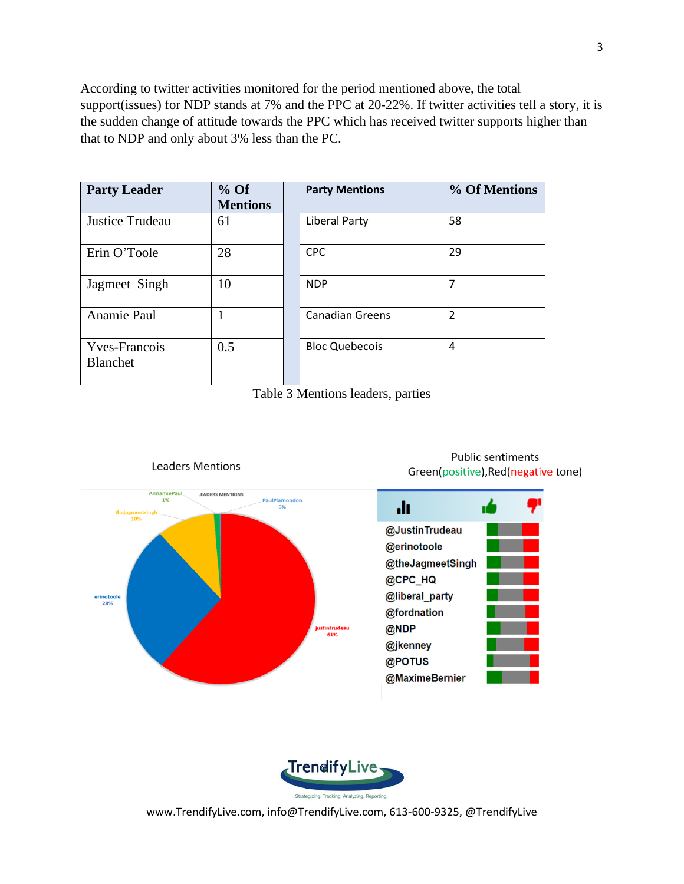According to twitter activities monitored for the period mentioned above, the total support(issues) for NDP stands at 7% and the PPC at 20-22%. If twitter activities tell a story, it is the sudden change of attitude towards the PPC which has received twitter supports higher than that to NDP and only about 3% less than the PC.

| Party Leader | % Of Mentions | | Party Mentions | % Of Mentions |
|---|---|---|---|---|
| Justice Trudeau | 61 | | Liberal Party | 58 |
| Erin O'Toole | 28 | | CPC | 29 |
| Jagmeet Singh | 10 | | NDP | 7 |
| Anamie Paul | 1 | | Canadian Greens | 2 |
| Yves-Francois Blanchet | 0.5 | | Bloc Quebecois | 4 |

Table 3 Mentions leaders, parties

Leaders Mentions

Public sentiments Green(positive),Red(negative tone)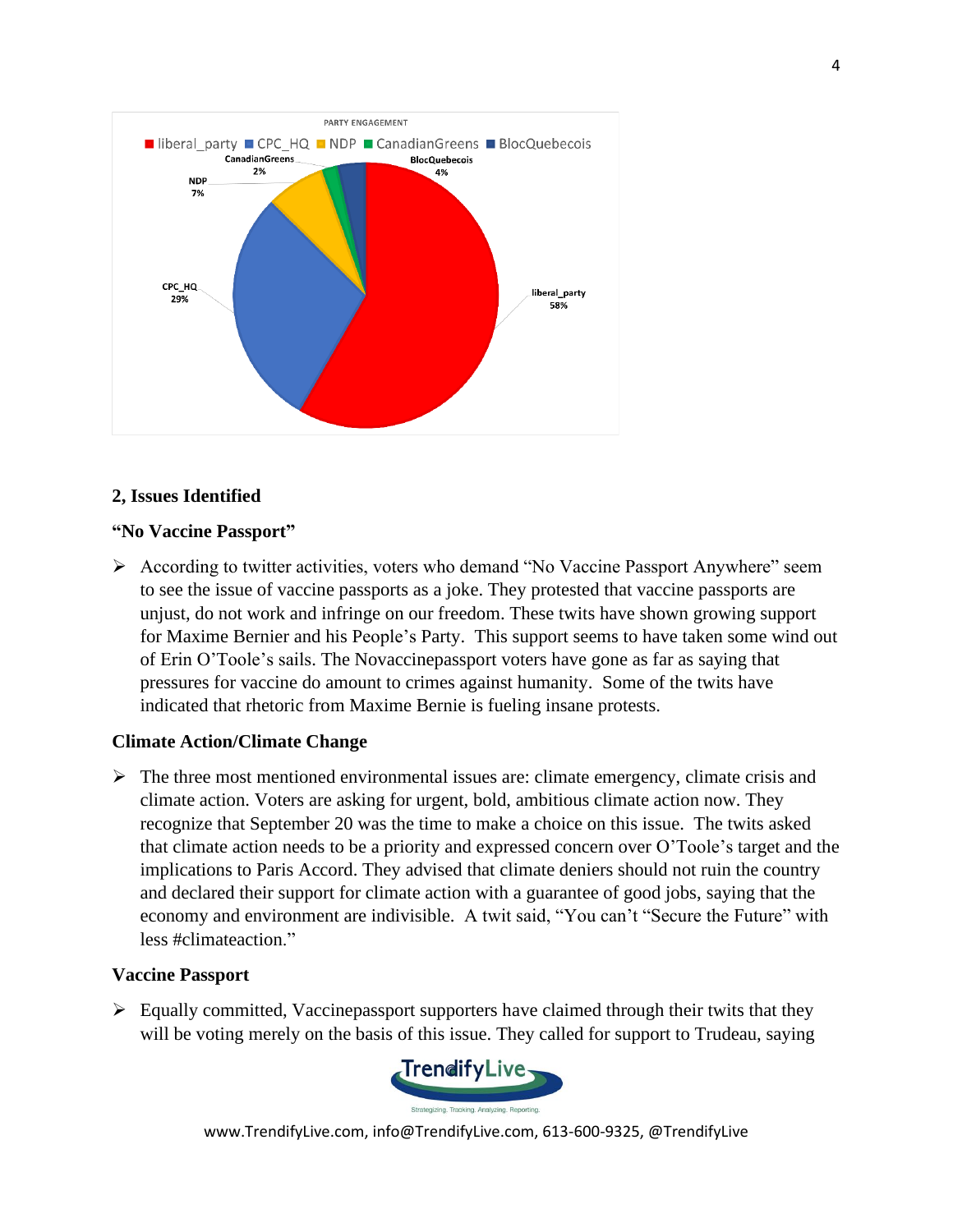PARTY ENGAGEMENT

■ liberal_party ■ CPC_HQ ■ NDP ■ CanadianGreens ■ BlocQuebecois

CanadianGreens 2%

BlocQuebecois 4%

NDP 7%

CPC_HQ 29%

liberal_party 58%

## 2, Issues Identified

### "No Vaccine Passport"

- According to twitter activities, voters who demand "No Vaccine Passport Anywhere" seem to see the issue of vaccine passports as a joke. They protested that vaccine passports are unjust, do not work and infringe on our freedom. These twits have shown growing support for Maxime Bernier and his People's Party. This support seems to have taken some wind out of Erin O'Toole's sails. The Novaccinepassport voters have gone as far as saying that pressures for vaccine do amount to crimes against humanity. Some of the twits have indicated that rhetoric from Maxime Bernie is fueling insane protests.

### Climate Action/Climate Change

- The three most mentioned environmental issues are: climate emergency, climate crisis and climate action. Voters are asking for urgent, bold, ambitious climate action now. They recognize that September 20 was the time to make a choice on this issue. The twits asked that climate action needs to be a priority and expressed concern over O'Toole's target and the implications to Paris Accord. They advised that climate deniers should not ruin the country and declared their support for climate action with a guarantee of good jobs, saying that the economy and environment are indivisible. A twit said, "You can't "Secure the Future" with less #climateaction."

### Vaccine Passport

- Equally committed, Vaccinepassport supporters have claimed through their twits that they will be voting merely on the basis of this issue. They called for support to Trudeau, saying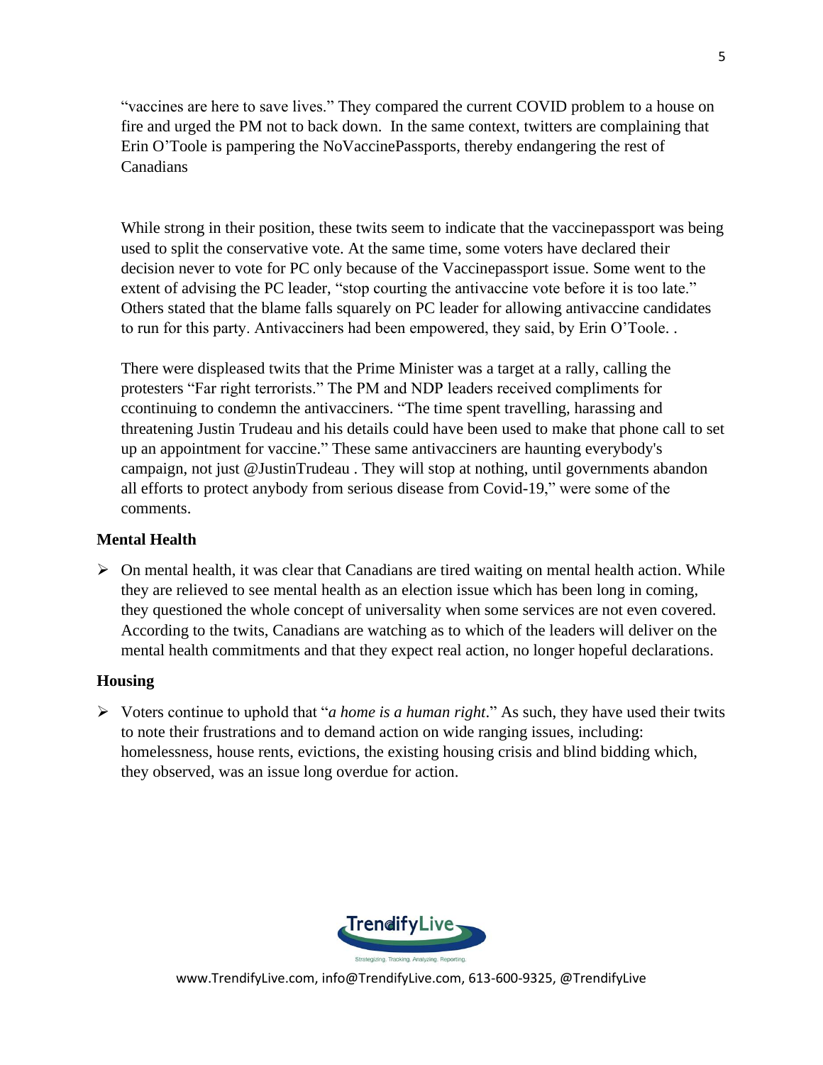"vaccines are here to save lives." They compared the current COVID problem to a house on fire and urged the PM not to back down. In the same context, twitters are complaining that Erin O'Toole is pampering the NoVaccinePassports, thereby endangering the rest of Canadians

While strong in their position, these twits seem to indicate that the vaccinepassport was being used to split the conservative vote. At the same time, some voters have declared their decision never to vote for PC only because of the Vaccinepassport issue. Some went to the extent of advising the PC leader, "stop courting the antivaccine vote before it is too late." Others stated that the blame falls squarely on PC leader for allowing antivaccine candidates to run for this party. Antivacciners had been empowered, they said, by Erin O'Toole. .

There were displeased twits that the Prime Minister was a target at a rally, calling the protesters "Far right terrorists." The PM and NDP leaders received compliments for ccontinuing to condemn the antivacciners. "The time spent travelling, harassing and threatening Justin Trudeau and his details could have been used to make that phone call to set up an appointment for vaccine." These same antivacciners are haunting everybody's campaign, not just @JustinTrudeau . They will stop at nothing, until governments abandon all efforts to protect anybody from serious disease from Covid-19," were some of the comments.

**Mental Health**

- On mental health, it was clear that Canadians are tired waiting on mental health action. While they are relieved to see mental health as an election issue which has been long in coming, they questioned the whole concept of universality when some services are not even covered. According to the twits, Canadians are watching as to which of the leaders will deliver on the mental health commitments and that they expect real action, no longer hopeful declarations.

**Housing**

- Voters continue to uphold that "*a home is a human right*." As such, they have used their twits to note their frustrations and to demand action on wide ranging issues, including: homelessness, house rents, evictions, the existing housing crisis and blind bidding which, they observed, was an issue long overdue for action.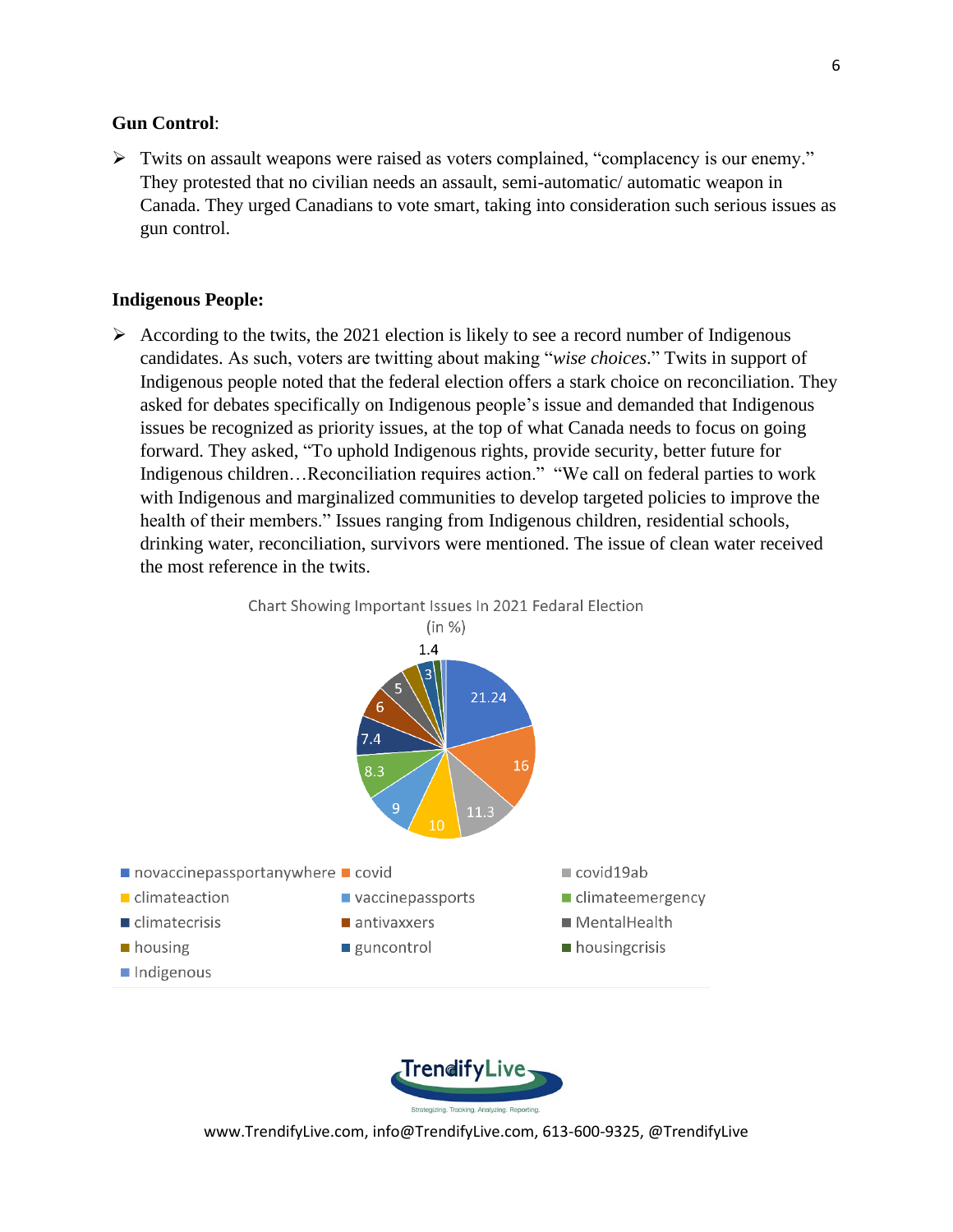**Gun Control**:

- Twits on assault weapons were raised as voters complained, “complacency is our enemy.” They protested that no civilian needs an assault, semi-automatic/ automatic weapon in Canada. They urged Canadians to vote smart, taking into consideration such serious issues as gun control.

**Indigenous People:**

- According to the twits, the 2021 election is likely to see a record number of Indigenous candidates. As such, voters are twitting about making “*wise choices*.” Twits in support of Indigenous people noted that the federal election offers a stark choice on reconciliation. They asked for debates specifically on Indigenous people’s issue and demanded that Indigenous issues be recognized as priority issues, at the top of what Canada needs to focus on going forward. They asked, “To uphold Indigenous rights, provide security, better future for Indigenous children…Reconciliation requires action.” “We call on federal parties to work with Indigenous and marginalized communities to develop targeted policies to improve the health of their members.” Issues ranging from Indigenous children, residential schools, drinking water, reconciliation, survivors were mentioned. The issue of clean water received the most reference in the twits.

Chart Showing Important Issues In 2021 Fedaral Election (in %)

| Issue | % |
| --- | --- |
| novaccinepassportanywhere | 21.24 |
| covid | 16 |
| covid19ab | 11.3 |
| climateaction | 10 |
| vaccinepassports | 9 |
| climateemergency | 8.3 |
| climatecrisis | 7.4 |
| antivaxxers | 6 |
| MentalHealth | 5 |
| housing | |
| guncontrol | 3 |
| housingcrisis | 1.4 |
| Indigenous | |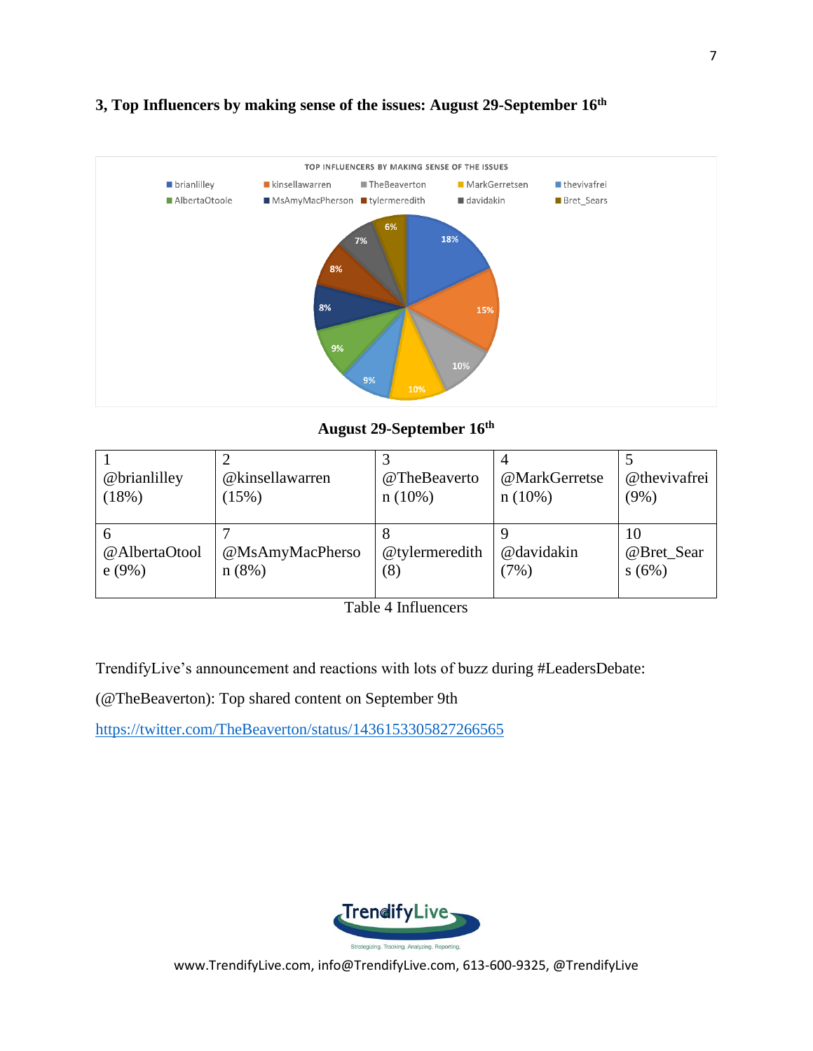### 3, Top Influencers by making sense of the issues: August 29-September 16th

TOP INFLUENCERS BY MAKING SENSE OF THE ISSUES

August 29-September 16th

| 1 | 2 | 3 | 4 | 5 |
|---|---|---|---|---|
| @brianlilley (18%) | @kinsellawarren (15%) | @TheBeaverton (10%) | @MarkGerretsen (10%) | @thevivafrei (9%) |
| 6 @AlbertaOtoole (9%) | 7 @MsAmyMacPherson (8%) | 8 @tylermeredith (8) | 9 @davidakin (7%) | 10 @Bret_Sears (6%) |

Table 4 Influencers

TrendifyLive's announcement and reactions with lots of buzz during #LeadersDebate:

(@TheBeaverton): Top shared content on September 9th

https://twitter.com/TheBeaverton/status/1436153305827266565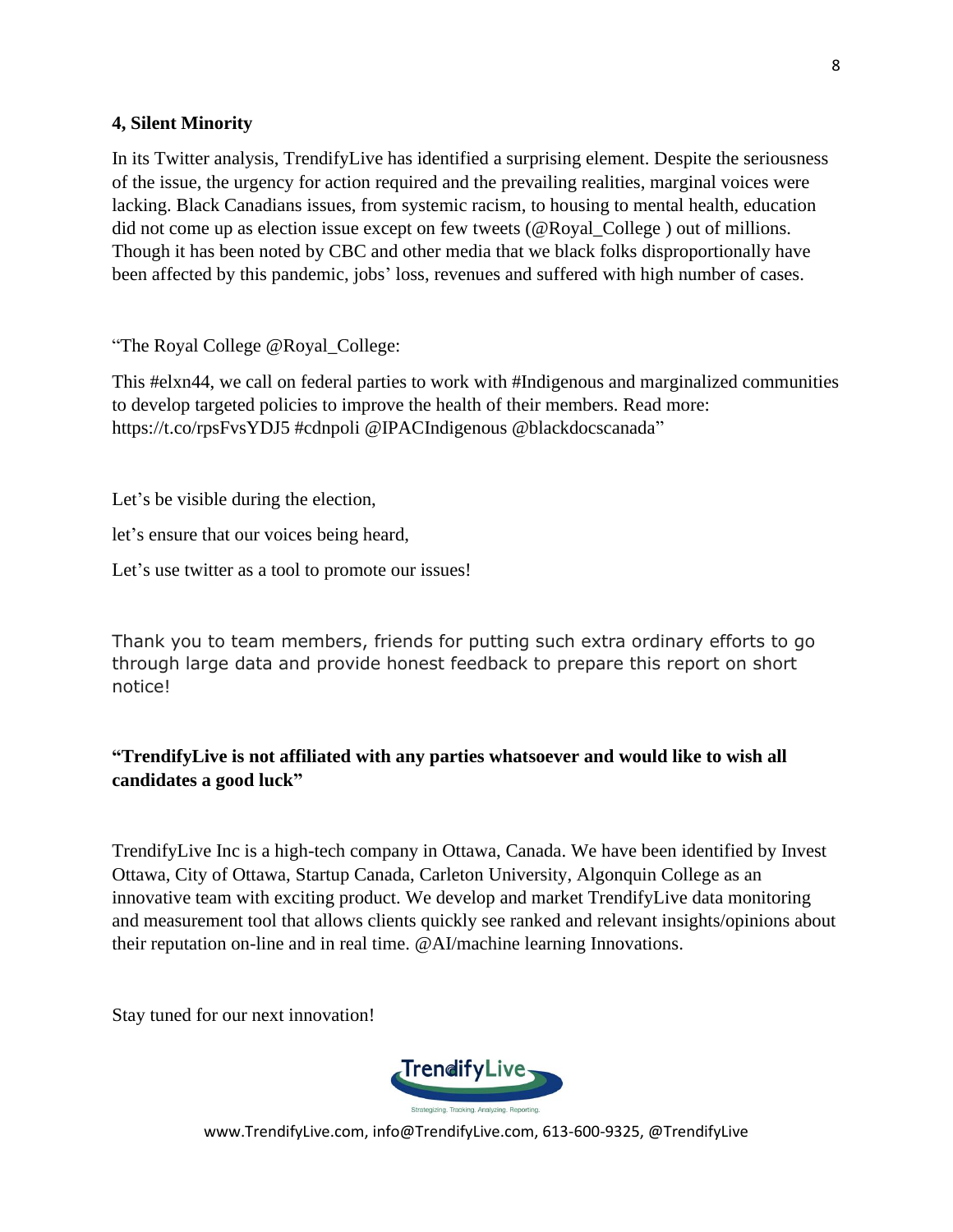**4, Silent Minority**

In its Twitter analysis, TrendifyLive has identified a surprising element. Despite the seriousness of the issue, the urgency for action required and the prevailing realities, marginal voices were lacking. Black Canadians issues, from systemic racism, to housing to mental health, education did not come up as election issue except on few tweets (@Royal_College ) out of millions. Though it has been noted by CBC and other media that we black folks disproportionally have been affected by this pandemic, jobs' loss, revenues and suffered with high number of cases.

"The Royal College @Royal_College:

This #elxn44, we call on federal parties to work with #Indigenous and marginalized communities to develop targeted policies to improve the health of their members. Read more: https://t.co/rpsFvsYDJ5 #cdnpoli @IPACIndigenous @blackdocscanada"

Let's be visible during the election,

let's ensure that our voices being heard,

Let's use twitter as a tool to promote our issues!

Thank you to team members, friends for putting such extra ordinary efforts to go through large data and provide honest feedback to prepare this report on short notice!

**"TrendifyLive is not affiliated with any parties whatsoever and would like to wish all candidates a good luck"**

TrendifyLive Inc is a high-tech company in Ottawa, Canada. We have been identified by Invest Ottawa, City of Ottawa, Startup Canada, Carleton University, Algonquin College as an innovative team with exciting product. We develop and market TrendifyLive data monitoring and measurement tool that allows clients quickly see ranked and relevant insights/opinions about their reputation on-line and in real time. @AI/machine learning Innovations.

Stay tuned for our next innovation!

TrendifyLive

Strategizing. Tracking. Analyzing. Reporting.

www.TrendifyLive.com, info@TrendifyLive.com, 613-600-9325, @TrendifyLive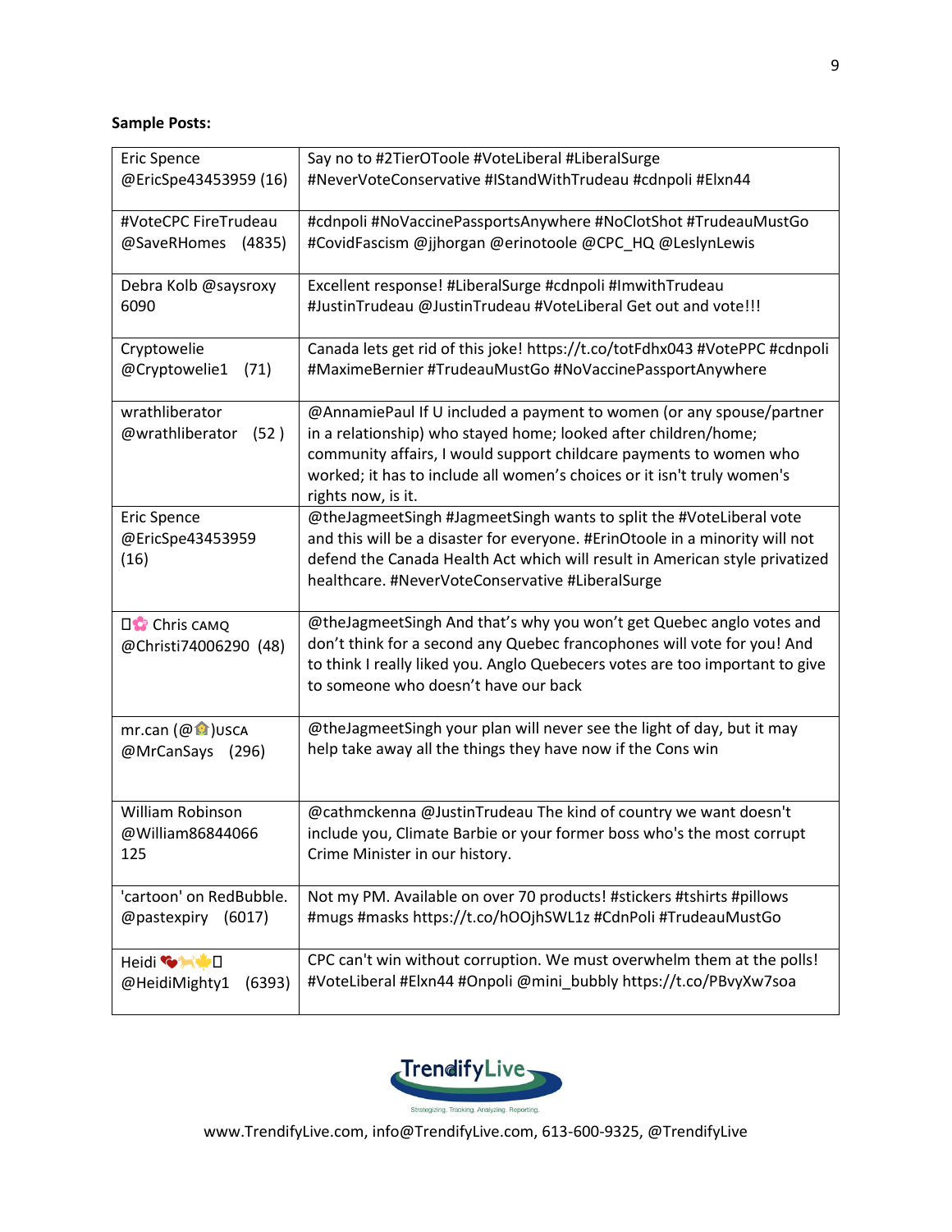**Sample Posts:**

| | |
|---|---|
| Eric Spence @EricSpe43453959 (16) | Say no to #2TierOToole #VoteLiberal #LiberalSurge #NeverVoteConservative #IStandWithTrudeau #cdnpoli #Elxn44 |
| #VoteCPC FireTrudeau @SaveRHomes (4835) | #cdnpoli #NoVaccinePassportsAnywhere #NoClotShot #TrudeauMustGo #CovidFascism @jjhorgan @erinotoole @CPC_HQ @LeslynLewis |
| Debra Kolb @saysroxy 6090 | Excellent response! #LiberalSurge #cdnpoli #ImwithTrudeau #JustinTrudeau @JustinTrudeau #VoteLiberal Get out and vote!!! |
| Cryptowelie @Cryptowelie1 (71) | Canada lets get rid of this joke! https://t.co/totFdhx043 #VotePPC #cdnpoli #MaximeBernier #TrudeauMustGo #NoVaccinePassportAnywhere |
| wrathliberator @wrathliberator (52 ) | @AnnamiePaul If U included a payment to women (or any spouse/partner in a relationship) who stayed home; looked after children/home; community affairs, I would support childcare payments to women who worked; it has to include all women's choices or it isn't truly women's rights now, is it. |
| Eric Spence @EricSpe43453959 (16) | @theJagmeetSingh #JagmeetSingh wants to split the #VoteLiberal vote and this will be a disaster for everyone. #ErinOtoole in a minority will not defend the Canada Health Act which will result in American style privatized healthcare. #NeverVoteConservative #LiberalSurge |
| 🌸 Chris CAMQ @Christi74006290 (48) | @theJagmeetSingh And that's why you won't get Quebec anglo votes and don't think for a second any Quebec francophones will vote for you! And to think I really liked you. Anglo Quebecers votes are too important to give to someone who doesn't have our back |
| mr.can (@🏠)USCA @MrCanSays (296) | @theJagmeetSingh your plan will never see the light of day, but it may help take away all the things they have now if the Cons win |
| William Robinson @William86844066 125 | @cathmckenna @JustinTrudeau The kind of country we want doesn't include you, Climate Barbie or your former boss who's the most corrupt Crime Minister in our history. |
| 'cartoon' on RedBubble. @pastexpiry (6017) | Not my PM. Available on over 70 products! #stickers #tshirts #pillows #mugs #masks https://t.co/hOOjhSWL1z #CdnPoli #TrudeauMustGo |
| Heidi ❤🐕🍁 @HeidiMighty1 (6393) | CPC can't win without corruption. We must overwhelm them at the polls! #VoteLiberal #Elxn44 #Onpoli @mini_bubbly https://t.co/PBvyXw7soa |

TrendifyLive
Strategizing. Tracking. Analyzing. Reporting.

www.TrendifyLive.com, info@TrendifyLive.com, 613-600-9325, @TrendifyLive